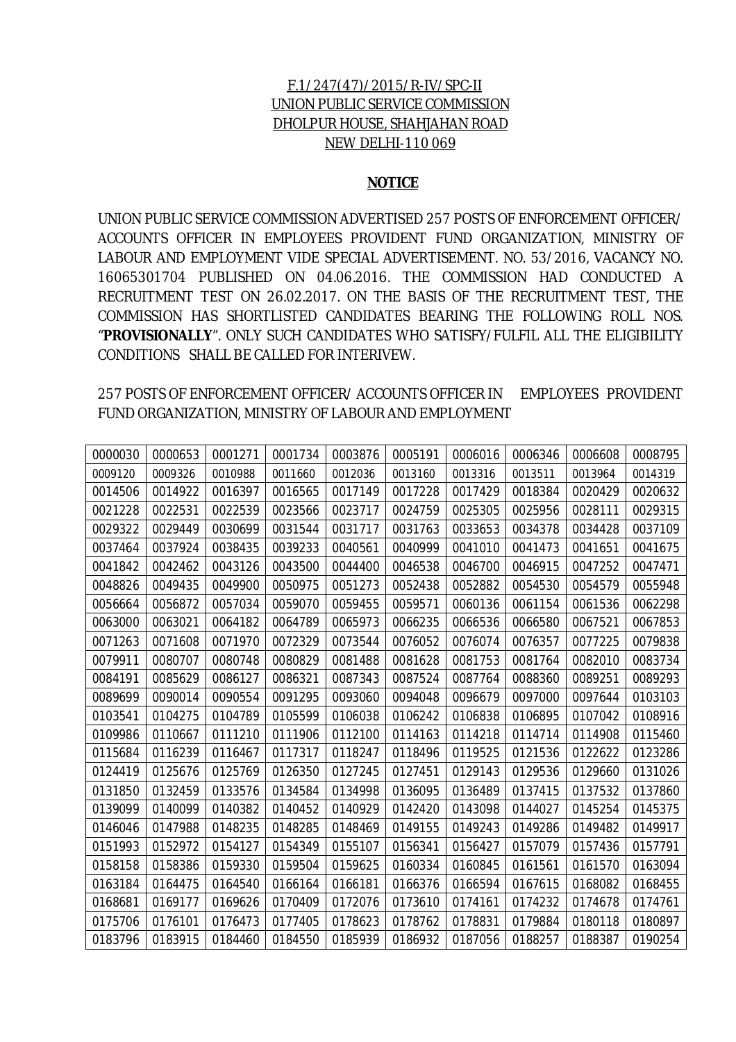F.1/247(47)/2015/R-IV/SPC-II
UNION PUBLIC SERVICE COMMISSION
DHOLPUR HOUSE, SHAHJAHAN ROAD
NEW DELHI-110 069

**NOTICE**

UNION PUBLIC SERVICE COMMISSION ADVERTISED 257 POSTS OF ENFORCEMENT OFFICER/ ACCOUNTS OFFICER IN EMPLOYEES PROVIDENT FUND ORGANIZATION, MINISTRY OF LABOUR AND EMPLOYMENT VIDE SPECIAL ADVERTISEMENT. NO. 53/2016, VACANCY NO. 16065301704 PUBLISHED ON 04.06.2016. THE COMMISSION HAD CONDUCTED A RECRUITMENT TEST ON 26.02.2017. ON THE BASIS OF THE RECRUITMENT TEST, THE COMMISSION HAS SHORTLISTED CANDIDATES BEARING THE FOLLOWING ROLL NOS. "**PROVISIONALLY**". ONLY SUCH CANDIDATES WHO SATISFY/FULFIL ALL THE ELIGIBILITY CONDITIONS SHALL BE CALLED FOR INTERIVEW.

257 POSTS OF ENFORCEMENT OFFICER/ ACCOUNTS OFFICER IN EMPLOYEES PROVIDENT FUND ORGANIZATION, MINISTRY OF LABOUR AND EMPLOYMENT

| | | | | | | | | | |
|---|---|---|---|---|---|---|---|---|---|
| 0000030 | 0000653 | 0001271 | 0001734 | 0003876 | 0005191 | 0006016 | 0006346 | 0006608 | 0008795 |
| 0009120 | 0009326 | 0010988 | 0011660 | 0012036 | 0013160 | 0013316 | 0013511 | 0013964 | 0014319 |
| 0014506 | 0014922 | 0016397 | 0016565 | 0017149 | 0017228 | 0017429 | 0018384 | 0020429 | 0020632 |
| 0021228 | 0022531 | 0022539 | 0023566 | 0023717 | 0024759 | 0025305 | 0025956 | 0028111 | 0029315 |
| 0029322 | 0029449 | 0030699 | 0031544 | 0031717 | 0031763 | 0033653 | 0034378 | 0034428 | 0037109 |
| 0037464 | 0037924 | 0038435 | 0039233 | 0040561 | 0040999 | 0041010 | 0041473 | 0041651 | 0041675 |
| 0041842 | 0042462 | 0043126 | 0043500 | 0044400 | 0046538 | 0046700 | 0046915 | 0047252 | 0047471 |
| 0048826 | 0049435 | 0049900 | 0050975 | 0051273 | 0052438 | 0052882 | 0054530 | 0054579 | 0055948 |
| 0056664 | 0056872 | 0057034 | 0059070 | 0059455 | 0059571 | 0060136 | 0061154 | 0061536 | 0062298 |
| 0063000 | 0063021 | 0064182 | 0064789 | 0065973 | 0066235 | 0066536 | 0066580 | 0067521 | 0067853 |
| 0071263 | 0071608 | 0071970 | 0072329 | 0073544 | 0076052 | 0076074 | 0076357 | 0077225 | 0079838 |
| 0079911 | 0080707 | 0080748 | 0080829 | 0081488 | 0081628 | 0081753 | 0081764 | 0082010 | 0083734 |
| 0084191 | 0085629 | 0086127 | 0086321 | 0087343 | 0087524 | 0087764 | 0088360 | 0089251 | 0089293 |
| 0089699 | 0090014 | 0090554 | 0091295 | 0093060 | 0094048 | 0096679 | 0097000 | 0097644 | 0103103 |
| 0103541 | 0104275 | 0104789 | 0105599 | 0106038 | 0106242 | 0106838 | 0106895 | 0107042 | 0108916 |
| 0109986 | 0110667 | 0111210 | 0111906 | 0112100 | 0114163 | 0114218 | 0114714 | 0114908 | 0115460 |
| 0115684 | 0116239 | 0116467 | 0117317 | 0118247 | 0118496 | 0119525 | 0121536 | 0122622 | 0123286 |
| 0124419 | 0125676 | 0125769 | 0126350 | 0127245 | 0127451 | 0129143 | 0129536 | 0129660 | 0131026 |
| 0131850 | 0132459 | 0133576 | 0134584 | 0134998 | 0136095 | 0136489 | 0137415 | 0137532 | 0137860 |
| 0139099 | 0140099 | 0140382 | 0140452 | 0140929 | 0142420 | 0143098 | 0144027 | 0145254 | 0145375 |
| 0146046 | 0147988 | 0148235 | 0148285 | 0148469 | 0149155 | 0149243 | 0149286 | 0149482 | 0149917 |
| 0151993 | 0152972 | 0154127 | 0154349 | 0155107 | 0156341 | 0156427 | 0157079 | 0157436 | 0157791 |
| 0158158 | 0158386 | 0159330 | 0159504 | 0159625 | 0160334 | 0160845 | 0161561 | 0161570 | 0163094 |
| 0163184 | 0164475 | 0164540 | 0166164 | 0166181 | 0166376 | 0166594 | 0167615 | 0168082 | 0168455 |
| 0168681 | 0169177 | 0169626 | 0170409 | 0172076 | 0173610 | 0174161 | 0174232 | 0174678 | 0174761 |
| 0175706 | 0176101 | 0176473 | 0177405 | 0178623 | 0178762 | 0178831 | 0179884 | 0180118 | 0180897 |
| 0183796 | 0183915 | 0184460 | 0184550 | 0185939 | 0186932 | 0187056 | 0188257 | 0188387 | 0190254 |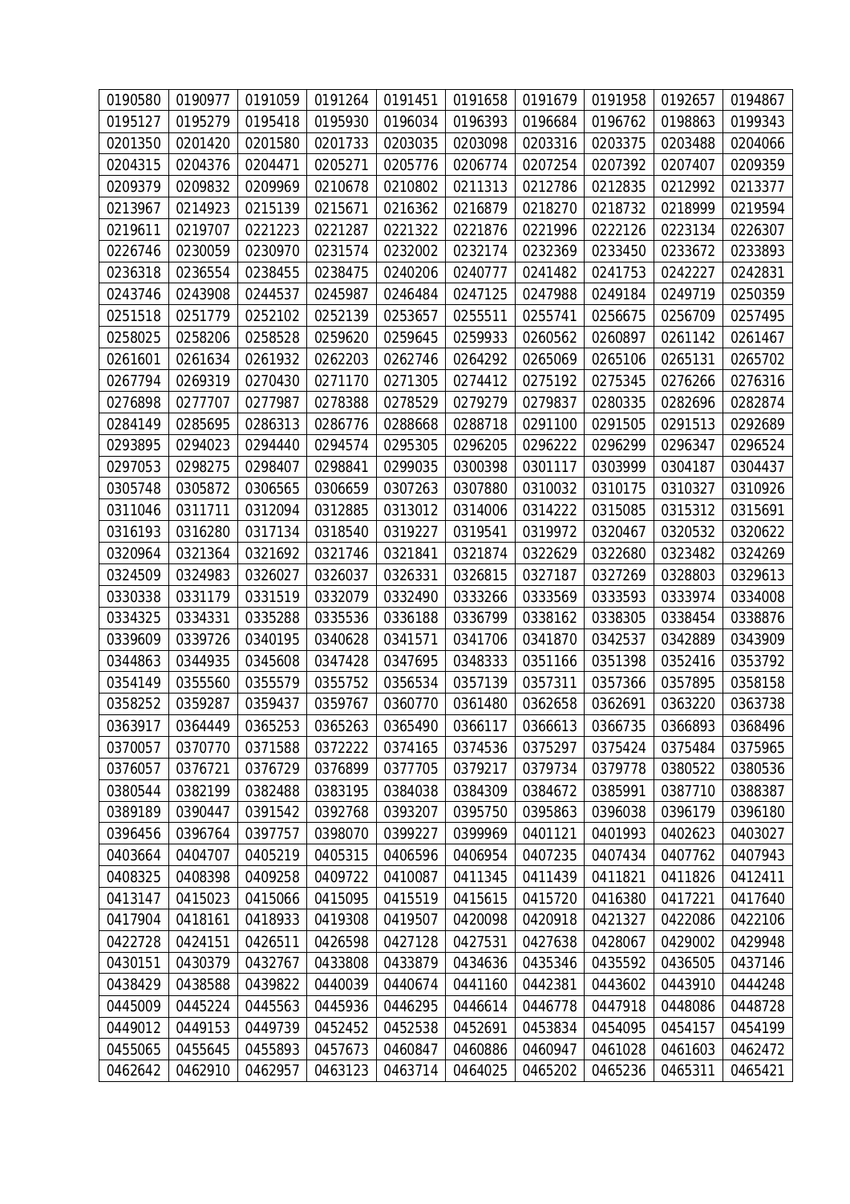| 0190580 | 0190977 | 0191059 | 0191264 | 0191451 | 0191658 | 0191679 | 0191958 | 0192657 | 0194867 |
|---|---|---|---|---|---|---|---|---|---|
| 0195127 | 0195279 | 0195418 | 0195930 | 0196034 | 0196393 | 0196684 | 0196762 | 0198863 | 0199343 |
| 0201350 | 0201420 | 0201580 | 0201733 | 0203035 | 0203098 | 0203316 | 0203375 | 0203488 | 0204066 |
| 0204315 | 0204376 | 0204471 | 0205271 | 0205776 | 0206774 | 0207254 | 0207392 | 0207407 | 0209359 |
| 0209379 | 0209832 | 0209969 | 0210678 | 0210802 | 0211313 | 0212786 | 0212835 | 0212992 | 0213377 |
| 0213967 | 0214923 | 0215139 | 0215671 | 0216362 | 0216879 | 0218270 | 0218732 | 0218999 | 0219594 |
| 0219611 | 0219707 | 0221223 | 0221287 | 0221322 | 0221876 | 0221996 | 0222126 | 0223134 | 0226307 |
| 0226746 | 0230059 | 0230970 | 0231574 | 0232002 | 0232174 | 0232369 | 0233450 | 0233672 | 0233893 |
| 0236318 | 0236554 | 0238455 | 0238475 | 0240206 | 0240777 | 0241482 | 0241753 | 0242227 | 0242831 |
| 0243746 | 0243908 | 0244537 | 0245987 | 0246484 | 0247125 | 0247988 | 0249184 | 0249719 | 0250359 |
| 0251518 | 0251779 | 0252102 | 0252139 | 0253657 | 0255511 | 0255741 | 0256675 | 0256709 | 0257495 |
| 0258025 | 0258206 | 0258528 | 0259620 | 0259645 | 0259933 | 0260562 | 0260897 | 0261142 | 0261467 |
| 0261601 | 0261634 | 0261932 | 0262203 | 0262746 | 0264292 | 0265069 | 0265106 | 0265131 | 0265702 |
| 0267794 | 0269319 | 0270430 | 0271170 | 0271305 | 0274412 | 0275192 | 0275345 | 0276266 | 0276316 |
| 0276898 | 0277707 | 0277987 | 0278388 | 0278529 | 0279279 | 0279837 | 0280335 | 0282696 | 0282874 |
| 0284149 | 0285695 | 0286313 | 0286776 | 0288668 | 0288718 | 0291100 | 0291505 | 0291513 | 0292689 |
| 0293895 | 0294023 | 0294440 | 0294574 | 0295305 | 0296205 | 0296222 | 0296299 | 0296347 | 0296524 |
| 0297053 | 0298275 | 0298407 | 0298841 | 0299035 | 0300398 | 0301117 | 0303999 | 0304187 | 0304437 |
| 0305748 | 0305872 | 0306565 | 0306659 | 0307263 | 0307880 | 0310032 | 0310175 | 0310327 | 0310926 |
| 0311046 | 0311711 | 0312094 | 0312885 | 0313012 | 0314006 | 0314222 | 0315085 | 0315312 | 0315691 |
| 0316193 | 0316280 | 0317134 | 0318540 | 0319227 | 0319541 | 0319972 | 0320467 | 0320532 | 0320622 |
| 0320964 | 0321364 | 0321692 | 0321746 | 0321841 | 0321874 | 0322629 | 0322680 | 0323482 | 0324269 |
| 0324509 | 0324983 | 0326027 | 0326037 | 0326331 | 0326815 | 0327187 | 0327269 | 0328803 | 0329613 |
| 0330338 | 0331179 | 0331519 | 0332079 | 0332490 | 0333266 | 0333569 | 0333593 | 0333974 | 0334008 |
| 0334325 | 0334331 | 0335288 | 0335536 | 0336188 | 0336799 | 0338162 | 0338305 | 0338454 | 0338876 |
| 0339609 | 0339726 | 0340195 | 0340628 | 0341571 | 0341706 | 0341870 | 0342537 | 0342889 | 0343909 |
| 0344863 | 0344935 | 0345608 | 0347428 | 0347695 | 0348333 | 0351166 | 0351398 | 0352416 | 0353792 |
| 0354149 | 0355560 | 0355579 | 0355752 | 0356534 | 0357139 | 0357311 | 0357366 | 0357895 | 0358158 |
| 0358252 | 0359287 | 0359437 | 0359767 | 0360770 | 0361480 | 0362658 | 0362691 | 0363220 | 0363738 |
| 0363917 | 0364449 | 0365253 | 0365263 | 0365490 | 0366117 | 0366613 | 0366735 | 0366893 | 0368496 |
| 0370057 | 0370770 | 0371588 | 0372222 | 0374165 | 0374536 | 0375297 | 0375424 | 0375484 | 0375965 |
| 0376057 | 0376721 | 0376729 | 0376899 | 0377705 | 0379217 | 0379734 | 0379778 | 0380522 | 0380536 |
| 0380544 | 0382199 | 0382488 | 0383195 | 0384038 | 0384309 | 0384672 | 0385991 | 0387710 | 0388387 |
| 0389189 | 0390447 | 0391542 | 0392768 | 0393207 | 0395750 | 0395863 | 0396038 | 0396179 | 0396180 |
| 0396456 | 0396764 | 0397757 | 0398070 | 0399227 | 0399969 | 0401121 | 0401993 | 0402623 | 0403027 |
| 0403664 | 0404707 | 0405219 | 0405315 | 0406596 | 0406954 | 0407235 | 0407434 | 0407762 | 0407943 |
| 0408325 | 0408398 | 0409258 | 0409722 | 0410087 | 0411345 | 0411439 | 0411821 | 0411826 | 0412411 |
| 0413147 | 0415023 | 0415066 | 0415095 | 0415519 | 0415615 | 0415720 | 0416380 | 0417221 | 0417640 |
| 0417904 | 0418161 | 0418933 | 0419308 | 0419507 | 0420098 | 0420918 | 0421327 | 0422086 | 0422106 |
| 0422728 | 0424151 | 0426511 | 0426598 | 0427128 | 0427531 | 0427638 | 0428067 | 0429002 | 0429948 |
| 0430151 | 0430379 | 0432767 | 0433808 | 0433879 | 0434636 | 0435346 | 0435592 | 0436505 | 0437146 |
| 0438429 | 0438588 | 0439822 | 0440039 | 0440674 | 0441160 | 0442381 | 0443602 | 0443910 | 0444248 |
| 0445009 | 0445224 | 0445563 | 0445936 | 0446295 | 0446614 | 0446778 | 0447918 | 0448086 | 0448728 |
| 0449012 | 0449153 | 0449739 | 0452452 | 0452538 | 0452691 | 0453834 | 0454095 | 0454157 | 0454199 |
| 0455065 | 0455645 | 0455893 | 0457673 | 0460847 | 0460886 | 0460947 | 0461028 | 0461603 | 0462472 |
| 0462642 | 0462910 | 0462957 | 0463123 | 0463714 | 0464025 | 0465202 | 0465236 | 0465311 | 0465421 |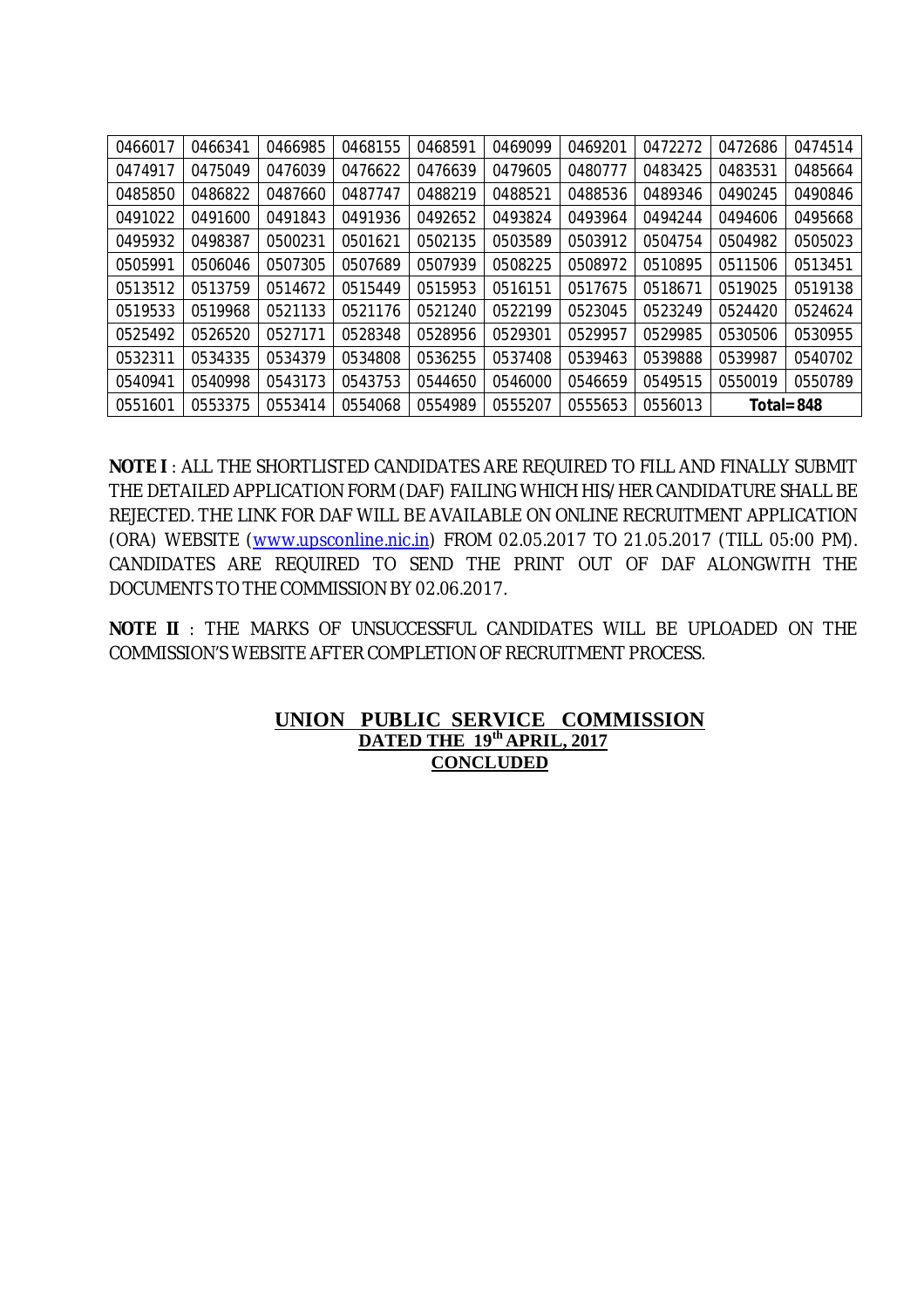| 0466017 | 0466341 | 0466985 | 0468155 | 0468591 | 0469099 | 0469201 | 0472272 | 0472686 | 0474514 |
|---|---|---|---|---|---|---|---|---|---|
| 0474917 | 0475049 | 0476039 | 0476622 | 0476639 | 0479605 | 0480777 | 0483425 | 0483531 | 0485664 |
| 0485850 | 0486822 | 0487660 | 0487747 | 0488219 | 0488521 | 0488536 | 0489346 | 0490245 | 0490846 |
| 0491022 | 0491600 | 0491843 | 0491936 | 0492652 | 0493824 | 0493964 | 0494244 | 0494606 | 0495668 |
| 0495932 | 0498387 | 0500231 | 0501621 | 0502135 | 0503589 | 0503912 | 0504754 | 0504982 | 0505023 |
| 0505991 | 0506046 | 0507305 | 0507689 | 0507939 | 0508225 | 0508972 | 0510895 | 0511506 | 0513451 |
| 0513512 | 0513759 | 0514672 | 0515449 | 0515953 | 0516151 | 0517675 | 0518671 | 0519025 | 0519138 |
| 0519533 | 0519968 | 0521133 | 0521176 | 0521240 | 0522199 | 0523045 | 0523249 | 0524420 | 0524624 |
| 0525492 | 0526520 | 0527171 | 0528348 | 0528956 | 0529301 | 0529957 | 0529985 | 0530506 | 0530955 |
| 0532311 | 0534335 | 0534379 | 0534808 | 0536255 | 0537408 | 0539463 | 0539888 | 0539987 | 0540702 |
| 0540941 | 0540998 | 0543173 | 0543753 | 0544650 | 0546000 | 0546659 | 0549515 | 0550019 | 0550789 |
| 0551601 | 0553375 | 0553414 | 0554068 | 0554989 | 0555207 | 0555653 | 0556013 | **Total=848** | |

**NOTE I** : ALL THE SHORTLISTED CANDIDATES ARE REQUIRED TO FILL AND FINALLY SUBMIT THE DETAILED APPLICATION FORM (DAF) FAILING WHICH HIS/HER CANDIDATURE SHALL BE REJECTED. THE LINK FOR DAF WILL BE AVAILABLE ON ONLINE RECRUITMENT APPLICATION (ORA) WEBSITE (www.upsconline.nic.in) FROM 02.05.2017 TO 21.05.2017 (TILL 05:00 PM). CANDIDATES ARE REQUIRED TO SEND THE PRINT OUT OF DAF ALONGWITH THE DOCUMENTS TO THE COMMISSION BY 02.06.2017.

**NOTE II** : THE MARKS OF UNSUCCESSFUL CANDIDATES WILL BE UPLOADED ON THE COMMISSION'S WEBSITE AFTER COMPLETION OF RECRUITMENT PROCESS.

**UNION PUBLIC SERVICE COMMISSION**

**DATED THE 19th APRIL, 2017**

**CONCLUDED**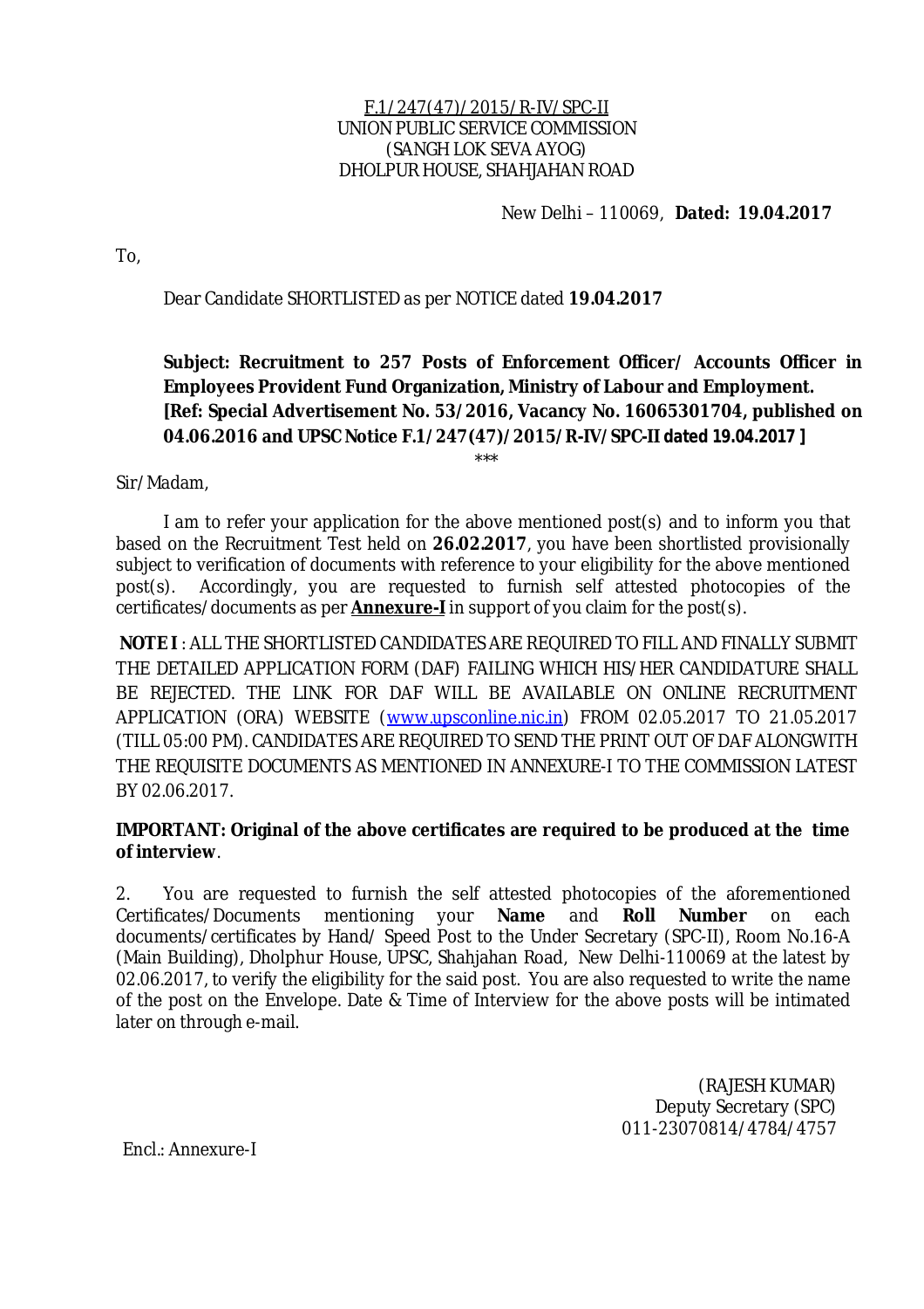F.1/247(47)/2015/R-IV/SPC-II
UNION PUBLIC SERVICE COMMISSION
(SANGH LOK SEVA AYOG)
DHOLPUR HOUSE, SHAHJAHAN ROAD

New Delhi – 110069, **Dated: 19.04.2017**

To,

Dear Candidate SHORTLISTED as per NOTICE dated **19.04.2017**

**Subject: Recruitment to 257 Posts of Enforcement Officer/ Accounts Officer in Employees Provident Fund Organization, Ministry of Labour and Employment.**
**[Ref: Special Advertisement No. 53/2016, Vacancy No. 16065301704, published on 04.06.2016 and UPSC Notice F.1/247(47)/2015/R-IV/SPC-II dated 19.04.2017 ]**

***

Sir/Madam,

I am to refer your application for the above mentioned post(s) and to inform you that based on the Recruitment Test held on **26.02.2017**, you have been shortlisted provisionally subject to verification of documents with reference to your eligibility for the above mentioned post(s). Accordingly, you are requested to furnish self attested photocopies of the certificates/documents as per **Annexure-I** in support of you claim for the post(s).

**NOTE I** : ALL THE SHORTLISTED CANDIDATES ARE REQUIRED TO FILL AND FINALLY SUBMIT THE DETAILED APPLICATION FORM (DAF) FAILING WHICH HIS/HER CANDIDATURE SHALL BE REJECTED. THE LINK FOR DAF WILL BE AVAILABLE ON ONLINE RECRUITMENT APPLICATION (ORA) WEBSITE (www.upsconline.nic.in) FROM 02.05.2017 TO 21.05.2017 (TILL 05:00 PM). CANDIDATES ARE REQUIRED TO SEND THE PRINT OUT OF DAF ALONGWITH THE REQUISITE DOCUMENTS AS MENTIONED IN ANNEXURE-I TO THE COMMISSION LATEST BY 02.06.2017.

**IMPORTANT: Original of the above certificates are required to be produced at the time of interview**.

2. You are requested to furnish the self attested photocopies of the aforementioned Certificates/Documents mentioning your **Name** and **Roll Number** on each documents/certificates by Hand/ Speed Post to the Under Secretary (SPC-II), Room No.16-A (Main Building), Dholphur House, UPSC, Shahjahan Road, New Delhi-110069 at the latest by 02.06.2017, to verify the eligibility for the said post. You are also requested to write the name of the post on the Envelope. Date & Time of Interview for the above posts will be intimated later on through e-mail.

(RAJESH KUMAR)
Deputy Secretary (SPC)
011-23070814/4784/4757

Encl.: Annexure-I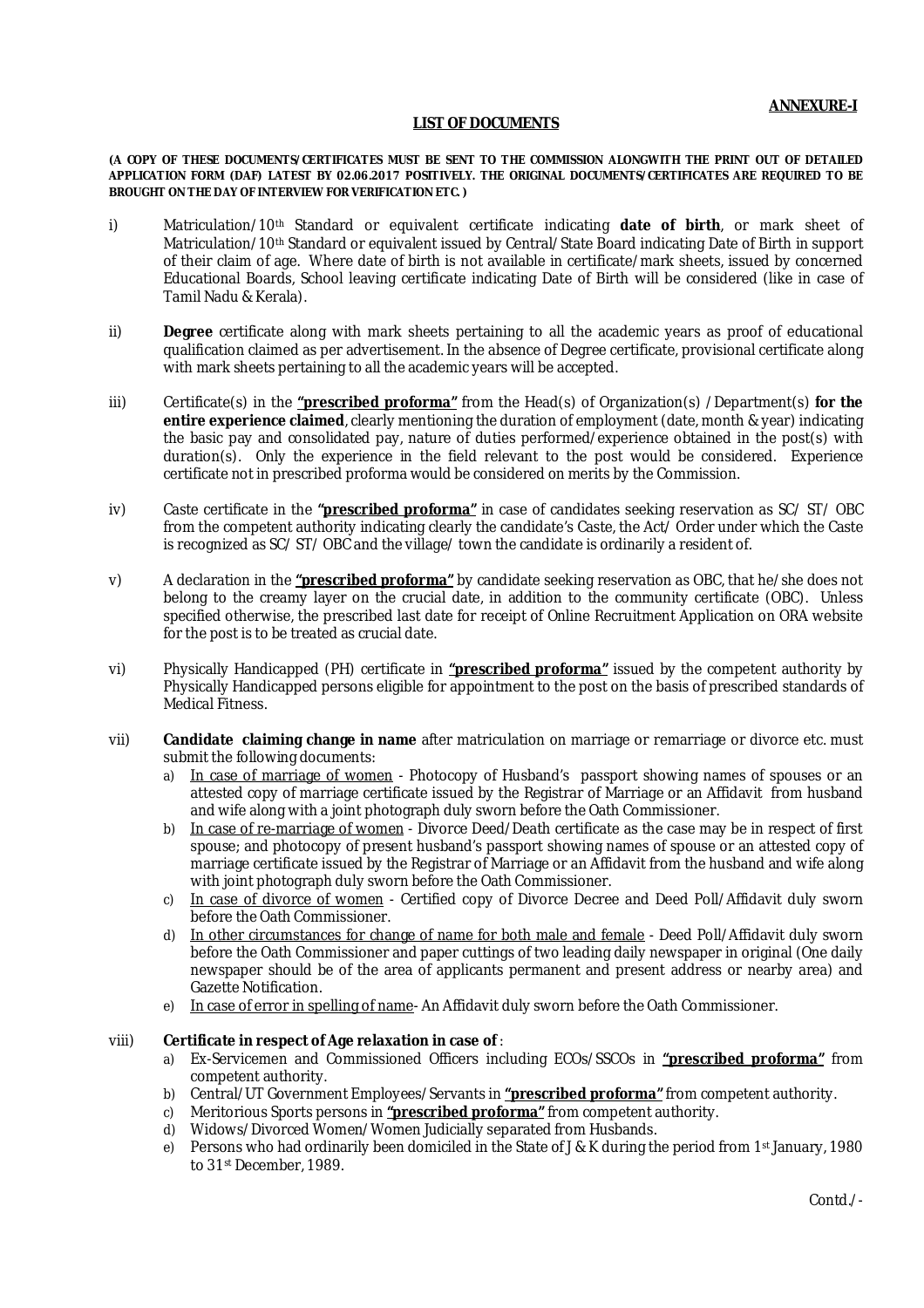**ANNEXURE-I**

**LIST OF DOCUMENTS**

**(A COPY OF THESE DOCUMENTS/CERTIFICATES MUST BE SENT TO THE COMMISSION ALONGWITH THE PRINT OUT OF DETAILED APPLICATION FORM (DAF) LATEST BY 02.06.2017 POSITIVELY. THE ORIGINAL DOCUMENTS/CERTIFICATES ARE REQUIRED TO BE BROUGHT ON THE DAY OF INTERVIEW FOR VERIFICATION ETC. )**

i) Matriculation/10th Standard or equivalent certificate indicating **date of birth**, or mark sheet of Matriculation/10th Standard or equivalent issued by Central/State Board indicating Date of Birth in support of their claim of age. Where date of birth is not available in certificate/mark sheets, issued by concerned Educational Boards, School leaving certificate indicating Date of Birth will be considered (like in case of Tamil Nadu & Kerala).

ii) **Degree** certificate along with mark sheets pertaining to all the academic years as proof of educational qualification claimed as per advertisement. In the absence of Degree certificate, provisional certificate along with mark sheets pertaining to all the academic years will be accepted.

iii) Certificate(s) in the **"prescribed proforma"** from the Head(s) of Organization(s) / Department(s) **for the entire experience claimed**, clearly mentioning the duration of employment (date, month & year) indicating the basic pay and consolidated pay, nature of duties performed/experience obtained in the post(s) with duration(s). Only the experience in the field relevant to the post would be considered. Experience certificate not in prescribed proforma would be considered on merits by the Commission.

iv) Caste certificate in the **"prescribed proforma"** in case of candidates seeking reservation as SC/ ST/ OBC from the competent authority indicating clearly the candidate's Caste, the Act/ Order under which the Caste is recognized as SC/ ST/ OBC and the village/ town the candidate is ordinarily a resident of.

v) A declaration in the **"prescribed proforma"** by candidate seeking reservation as OBC, that he/she does not belong to the creamy layer on the crucial date, in addition to the community certificate (OBC). Unless specified otherwise, the prescribed last date for receipt of Online Recruitment Application on ORA website for the post is to be treated as crucial date.

vi) Physically Handicapped (PH) certificate in **"prescribed proforma"** issued by the competent authority by Physically Handicapped persons eligible for appointment to the post on the basis of prescribed standards of Medical Fitness.

vii) **Candidate claiming change in name** after matriculation on marriage or remarriage or divorce etc. must submit the following documents:

a) In case of marriage of women - Photocopy of Husband's passport showing names of spouses or an attested copy of marriage certificate issued by the Registrar of Marriage or an Affidavit from husband and wife along with a joint photograph duly sworn before the Oath Commissioner.

b) In case of re-marriage of women - Divorce Deed/Death certificate as the case may be in respect of first spouse; and photocopy of present husband's passport showing names of spouse or an attested copy of marriage certificate issued by the Registrar of Marriage or an Affidavit from the husband and wife along with joint photograph duly sworn before the Oath Commissioner.

c) In case of divorce of women - Certified copy of Divorce Decree and Deed Poll/Affidavit duly sworn before the Oath Commissioner.

d) In other circumstances for change of name for both male and female - Deed Poll/Affidavit duly sworn before the Oath Commissioner and paper cuttings of two leading daily newspaper in original (One daily newspaper should be of the area of applicants permanent and present address or nearby area) and Gazette Notification.

e) In case of error in spelling of name- An Affidavit duly sworn before the Oath Commissioner.

viii) **Certificate in respect of Age relaxation in case of** :

a) Ex-Servicemen and Commissioned Officers including ECOs/SSCOs in **"prescribed proforma"** from competent authority.

b) Central/UT Government Employees/Servants in **"prescribed proforma"** from competent authority.

c) Meritorious Sports persons in **"prescribed proforma"** from competent authority.

d) Widows/Divorced Women/Women Judicially separated from Husbands.

e) Persons who had ordinarily been domiciled in the State of J & K during the period from 1st January, 1980 to 31st December, 1989.

Contd./-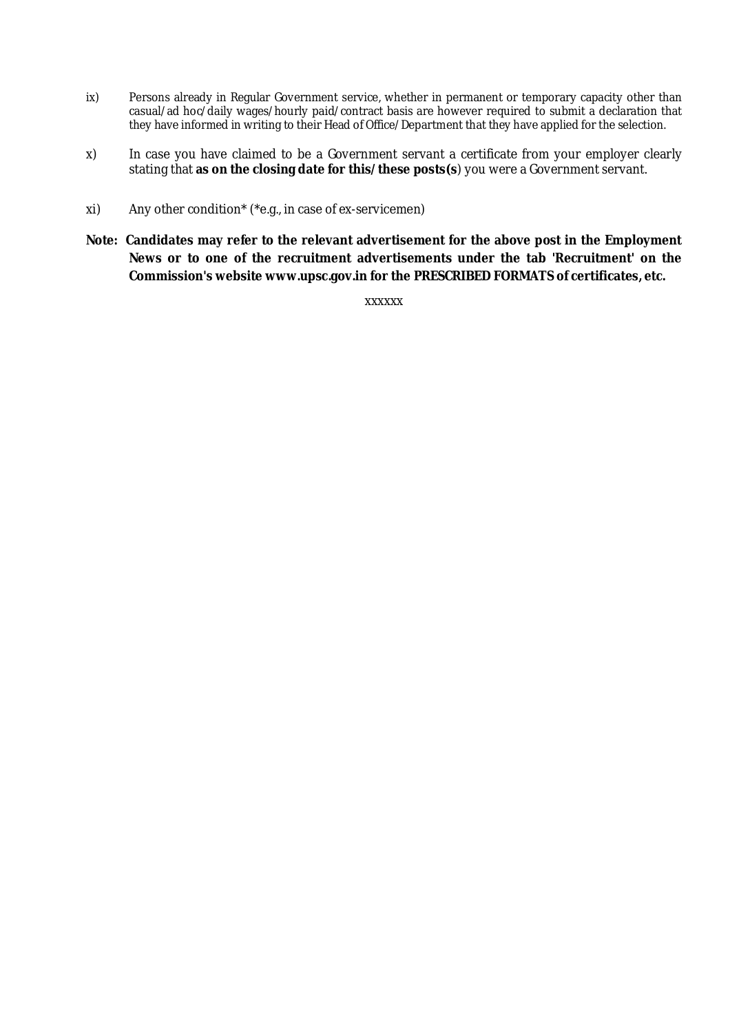ix) Persons already in Regular Government service, whether in permanent or temporary capacity other than casual/ad hoc/daily wages/hourly paid/contract basis are however required to submit a declaration that they have informed in writing to their Head of Office/Department that they have applied for the selection.

x) In case you have claimed to be a Government servant a certificate from your employer clearly stating that **as on the closing date for this/these posts(s**) you were a Government servant.

xi) Any other condition* (*e.g., in case of ex-servicemen)

**Note: Candidates may refer to the relevant advertisement for the above post in the Employment News or to one of the recruitment advertisements under the tab 'Recruitment' on the Commission's website www.upsc.gov.in for the PRESCRIBED FORMATS of certificates, etc.**

xxxxxx